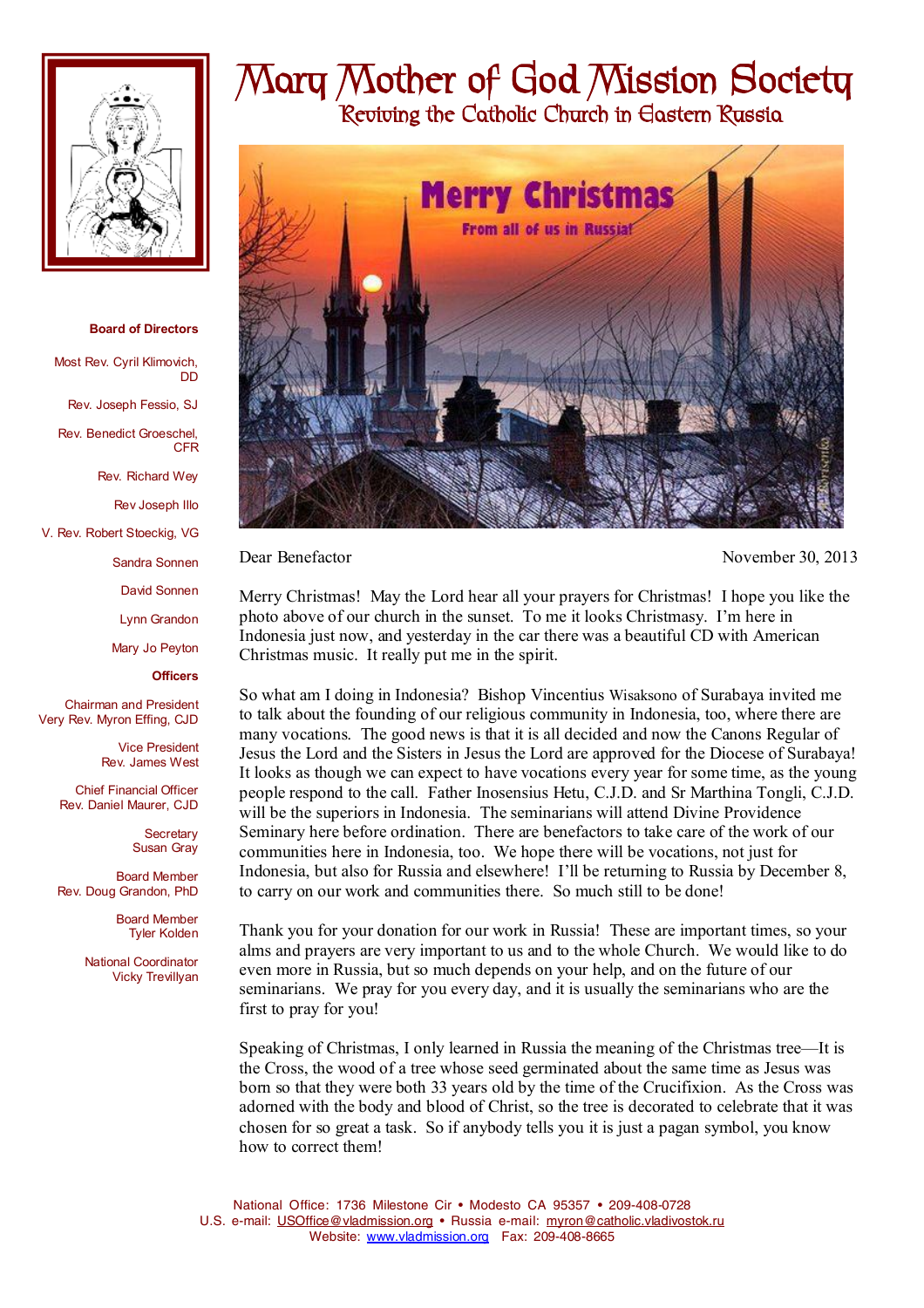# Mary Mother of God Mission Society

## Reviving the Catholic Church in Eastern Russia

**Board of Directors**

Most Rev. Cyril Klimovich, DD

Rev. Joseph Fessio, SJ

Rev. Benedict Groeschel, CFR

Rev. Richard Wey

Rev Joseph Illo

V. Rev. Robert Stoeckig, VG

Sandra Sonnen

David Sonnen

Lynn Grandon

Mary Jo Peyton

**Officers**

Chairman and President
Very Rev. Myron Effing, CJD

Vice President
Rev. James West

Chief Financial Officer
Rev. Daniel Maurer, CJD

Secretary
Susan Gray

Board Member
Rev. Doug Grandon, PhD

Board Member
Tyler Kolden

National Coordinator
Vicky Trevillyan

Dear Benefactor

November 30, 2013

Merry Christmas! May the Lord hear all your prayers for Christmas! I hope you like the photo above of our church in the sunset. To me it looks Christmasy. I'm here in Indonesia just now, and yesterday in the car there was a beautiful CD with American Christmas music. It really put me in the spirit.

So what am I doing in Indonesia? Bishop Vincentius Wisaksono of Surabaya invited me to talk about the founding of our religious community in Indonesia, too, where there are many vocations. The good news is that it is all decided and now the Canons Regular of Jesus the Lord and the Sisters in Jesus the Lord are approved for the Diocese of Surabaya! It looks as though we can expect to have vocations every year for some time, as the young people respond to the call. Father Inosensius Hetu, C.J.D. and Sr Marthina Tongli, C.J.D. will be the superiors in Indonesia. The seminarians will attend Divine Providence Seminary here before ordination. There are benefactors to take care of the work of our communities here in Indonesia, too. We hope there will be vocations, not just for Indonesia, but also for Russia and elsewhere! I'll be returning to Russia by December 8, to carry on our work and communities there. So much still to be done!

Thank you for your donation for our work in Russia! These are important times, so your alms and prayers are very important to us and to the whole Church. We would like to do even more in Russia, but so much depends on your help, and on the future of our seminarians. We pray for you every day, and it is usually the seminarians who are the first to pray for you!

Speaking of Christmas, I only learned in Russia the meaning of the Christmas tree—It is the Cross, the wood of a tree whose seed germinated about the same time as Jesus was born so that they were both 33 years old by the time of the Crucifixion. As the Cross was adorned with the body and blood of Christ, so the tree is decorated to celebrate that it was chosen for so great a task. So if anybody tells you it is just a pagan symbol, you know how to correct them!

National Office: 1736 Milestone Cir • Modesto CA 95357 • 209-408-0728
U.S. e-mail: USOffice@vladmission.org • Russia e-mail: myron@catholic.vladivostok.ru
Website: www.vladmission.org Fax: 209-408-8665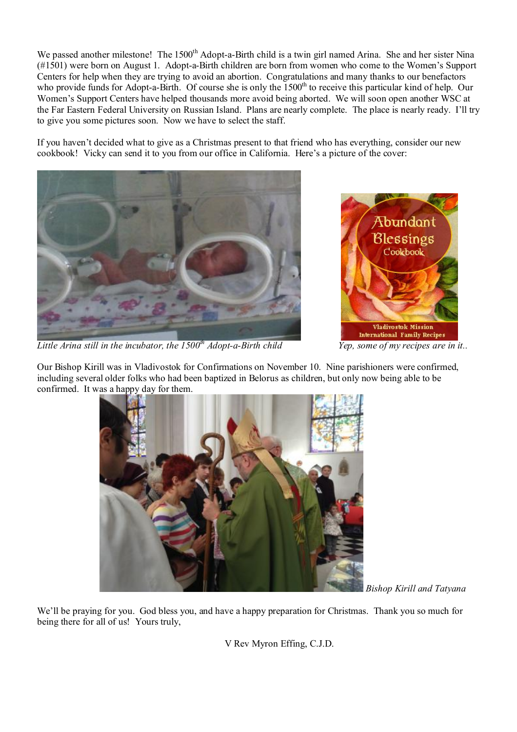We passed another milestone! The 1500th Adopt-a-Birth child is a twin girl named Arina. She and her sister Nina (#1501) were born on August 1. Adopt-a-Birth children are born from women who come to the Women's Support Centers for help when they are trying to avoid an abortion. Congratulations and many thanks to our benefactors who provide funds for Adopt-a-Birth. Of course she is only the 1500th to receive this particular kind of help. Our Women's Support Centers have helped thousands more avoid being aborted. We will soon open another WSC at the Far Eastern Federal University on Russian Island. Plans are nearly complete. The place is nearly ready. I'll try to give you some pictures soon. Now we have to select the staff.

If you haven't decided what to give as a Christmas present to that friend who has everything, consider our new cookbook! Vicky can send it to you from our office in California. Here's a picture of the cover:

*Little Arina still in the incubator, the 1500th Adopt-a-Birth child*

*Yep, some of my recipes are in it..*

Our Bishop Kirill was in Vladivostok for Confirmations on November 10. Nine parishioners were confirmed, including several older folks who had been baptized in Belorus as children, but only now being able to be confirmed. It was a happy day for them.

*Bishop Kirill and Tatyana*

We'll be praying for you. God bless you, and have a happy preparation for Christmas. Thank you so much for being there for all of us! Yours truly,

V Rev Myron Effing, C.J.D.